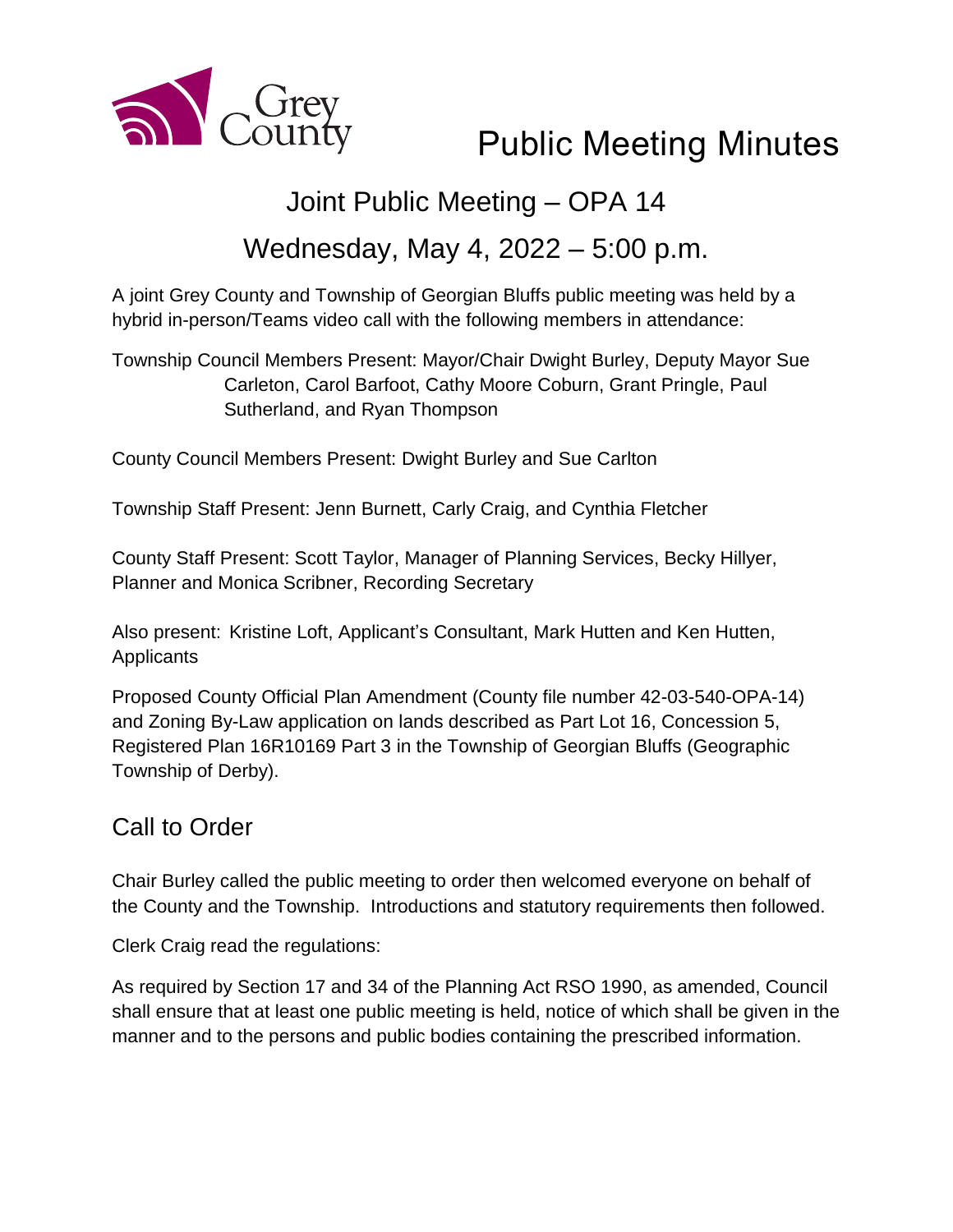Grey County

# Public Meeting Minutes

## Joint Public Meeting – OPA 14

## Wednesday, May 4, 2022 – 5:00 p.m.

A joint Grey County and Township of Georgian Bluffs public meeting was held by a hybrid in-person/Teams video call with the following members in attendance:

Township Council Members Present: Mayor/Chair Dwight Burley, Deputy Mayor Sue Carleton, Carol Barfoot, Cathy Moore Coburn, Grant Pringle, Paul Sutherland, and Ryan Thompson

County Council Members Present: Dwight Burley and Sue Carlton

Township Staff Present: Jenn Burnett, Carly Craig, and Cynthia Fletcher

County Staff Present: Scott Taylor, Manager of Planning Services, Becky Hillyer, Planner and Monica Scribner, Recording Secretary

Also present: Kristine Loft, Applicant's Consultant, Mark Hutten and Ken Hutten, Applicants

Proposed County Official Plan Amendment (County file number 42-03-540-OPA-14) and Zoning By-Law application on lands described as Part Lot 16, Concession 5, Registered Plan 16R10169 Part 3 in the Township of Georgian Bluffs (Geographic Township of Derby).

## Call to Order

Chair Burley called the public meeting to order then welcomed everyone on behalf of the County and the Township. Introductions and statutory requirements then followed.

Clerk Craig read the regulations:

As required by Section 17 and 34 of the Planning Act RSO 1990, as amended, Council shall ensure that at least one public meeting is held, notice of which shall be given in the manner and to the persons and public bodies containing the prescribed information.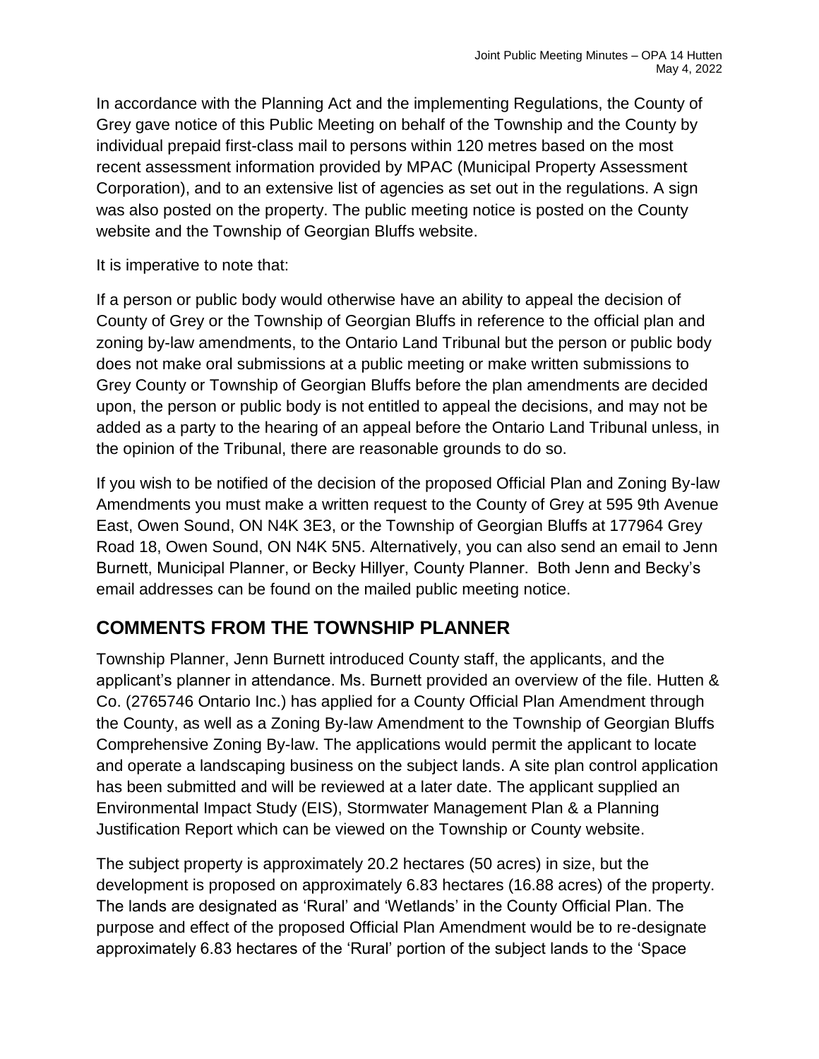In accordance with the Planning Act and the implementing Regulations, the County of Grey gave notice of this Public Meeting on behalf of the Township and the County by individual prepaid first-class mail to persons within 120 metres based on the most recent assessment information provided by MPAC (Municipal Property Assessment Corporation), and to an extensive list of agencies as set out in the regulations. A sign was also posted on the property. The public meeting notice is posted on the County website and the Township of Georgian Bluffs website.

It is imperative to note that:

If a person or public body would otherwise have an ability to appeal the decision of County of Grey or the Township of Georgian Bluffs in reference to the official plan and zoning by-law amendments, to the Ontario Land Tribunal but the person or public body does not make oral submissions at a public meeting or make written submissions to Grey County or Township of Georgian Bluffs before the plan amendments are decided upon, the person or public body is not entitled to appeal the decisions, and may not be added as a party to the hearing of an appeal before the Ontario Land Tribunal unless, in the opinion of the Tribunal, there are reasonable grounds to do so.

If you wish to be notified of the decision of the proposed Official Plan and Zoning By-law Amendments you must make a written request to the County of Grey at 595 9th Avenue East, Owen Sound, ON N4K 3E3, or the Township of Georgian Bluffs at 177964 Grey Road 18, Owen Sound, ON N4K 5N5. Alternatively, you can also send an email to Jenn Burnett, Municipal Planner, or Becky Hillyer, County Planner. Both Jenn and Becky's email addresses can be found on the mailed public meeting notice.

## COMMENTS FROM THE TOWNSHIP PLANNER

Township Planner, Jenn Burnett introduced County staff, the applicants, and the applicant's planner in attendance. Ms. Burnett provided an overview of the file. Hutten & Co. (2765746 Ontario Inc.) has applied for a County Official Plan Amendment through the County, as well as a Zoning By-law Amendment to the Township of Georgian Bluffs Comprehensive Zoning By-law. The applications would permit the applicant to locate and operate a landscaping business on the subject lands. A site plan control application has been submitted and will be reviewed at a later date. The applicant supplied an Environmental Impact Study (EIS), Stormwater Management Plan & a Planning Justification Report which can be viewed on the Township or County website.

The subject property is approximately 20.2 hectares (50 acres) in size, but the development is proposed on approximately 6.83 hectares (16.88 acres) of the property. The lands are designated as 'Rural' and 'Wetlands' in the County Official Plan. The purpose and effect of the proposed Official Plan Amendment would be to re-designate approximately 6.83 hectares of the 'Rural' portion of the subject lands to the 'Space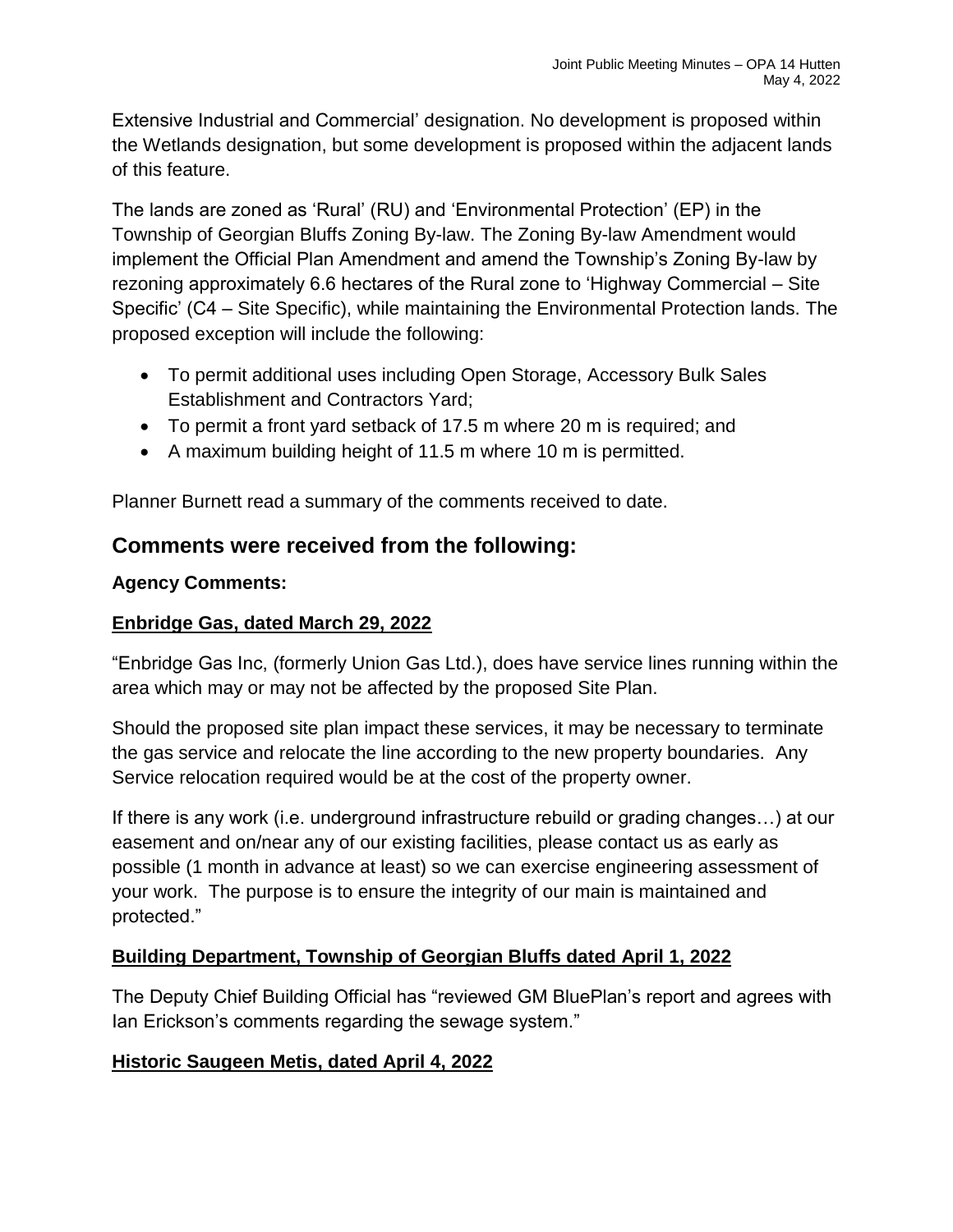Extensive Industrial and Commercial' designation. No development is proposed within the Wetlands designation, but some development is proposed within the adjacent lands of this feature.

The lands are zoned as 'Rural' (RU) and 'Environmental Protection' (EP) in the Township of Georgian Bluffs Zoning By-law. The Zoning By-law Amendment would implement the Official Plan Amendment and amend the Township's Zoning By-law by rezoning approximately 6.6 hectares of the Rural zone to 'Highway Commercial – Site Specific' (C4 – Site Specific), while maintaining the Environmental Protection lands. The proposed exception will include the following:

- To permit additional uses including Open Storage, Accessory Bulk Sales Establishment and Contractors Yard;
- To permit a front yard setback of 17.5 m where 20 m is required; and
- A maximum building height of 11.5 m where 10 m is permitted.

Planner Burnett read a summary of the comments received to date.

## Comments were received from the following:

**Agency Comments:**

**Enbridge Gas, dated March 29, 2022**

"Enbridge Gas Inc, (formerly Union Gas Ltd.), does have service lines running within the area which may or may not be affected by the proposed Site Plan.

Should the proposed site plan impact these services, it may be necessary to terminate the gas service and relocate the line according to the new property boundaries. Any Service relocation required would be at the cost of the property owner.

If there is any work (i.e. underground infrastructure rebuild or grading changes…) at our easement and on/near any of our existing facilities, please contact us as early as possible (1 month in advance at least) so we can exercise engineering assessment of your work. The purpose is to ensure the integrity of our main is maintained and protected."

**Building Department, Township of Georgian Bluffs dated April 1, 2022**

The Deputy Chief Building Official has "reviewed GM BluePlan's report and agrees with Ian Erickson's comments regarding the sewage system."

**Historic Saugeen Metis, dated April 4, 2022**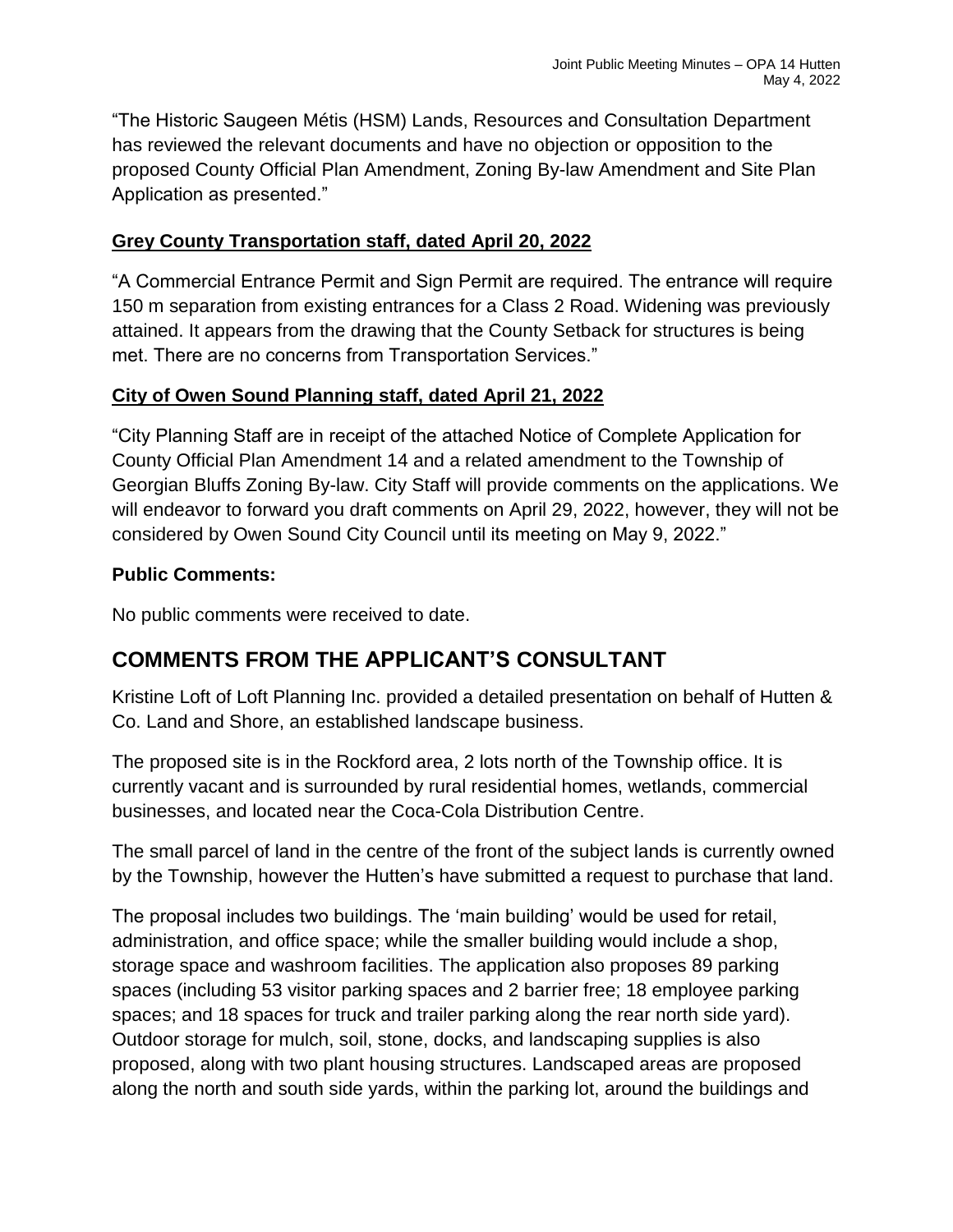"The Historic Saugeen Métis (HSM) Lands, Resources and Consultation Department has reviewed the relevant documents and have no objection or opposition to the proposed County Official Plan Amendment, Zoning By-law Amendment and Site Plan Application as presented."

**Grey County Transportation staff, dated April 20, 2022**

"A Commercial Entrance Permit and Sign Permit are required. The entrance will require 150 m separation from existing entrances for a Class 2 Road. Widening was previously attained. It appears from the drawing that the County Setback for structures is being met. There are no concerns from Transportation Services."

**City of Owen Sound Planning staff, dated April 21, 2022**

"City Planning Staff are in receipt of the attached Notice of Complete Application for County Official Plan Amendment 14 and a related amendment to the Township of Georgian Bluffs Zoning By-law. City Staff will provide comments on the applications. We will endeavor to forward you draft comments on April 29, 2022, however, they will not be considered by Owen Sound City Council until its meeting on May 9, 2022."

**Public Comments:**

No public comments were received to date.

## COMMENTS FROM THE APPLICANT'S CONSULTANT

Kristine Loft of Loft Planning Inc. provided a detailed presentation on behalf of Hutten & Co. Land and Shore, an established landscape business.

The proposed site is in the Rockford area, 2 lots north of the Township office. It is currently vacant and is surrounded by rural residential homes, wetlands, commercial businesses, and located near the Coca-Cola Distribution Centre.

The small parcel of land in the centre of the front of the subject lands is currently owned by the Township, however the Hutten's have submitted a request to purchase that land.

The proposal includes two buildings. The 'main building' would be used for retail, administration, and office space; while the smaller building would include a shop, storage space and washroom facilities. The application also proposes 89 parking spaces (including 53 visitor parking spaces and 2 barrier free; 18 employee parking spaces; and 18 spaces for truck and trailer parking along the rear north side yard). Outdoor storage for mulch, soil, stone, docks, and landscaping supplies is also proposed, along with two plant housing structures. Landscaped areas are proposed along the north and south side yards, within the parking lot, around the buildings and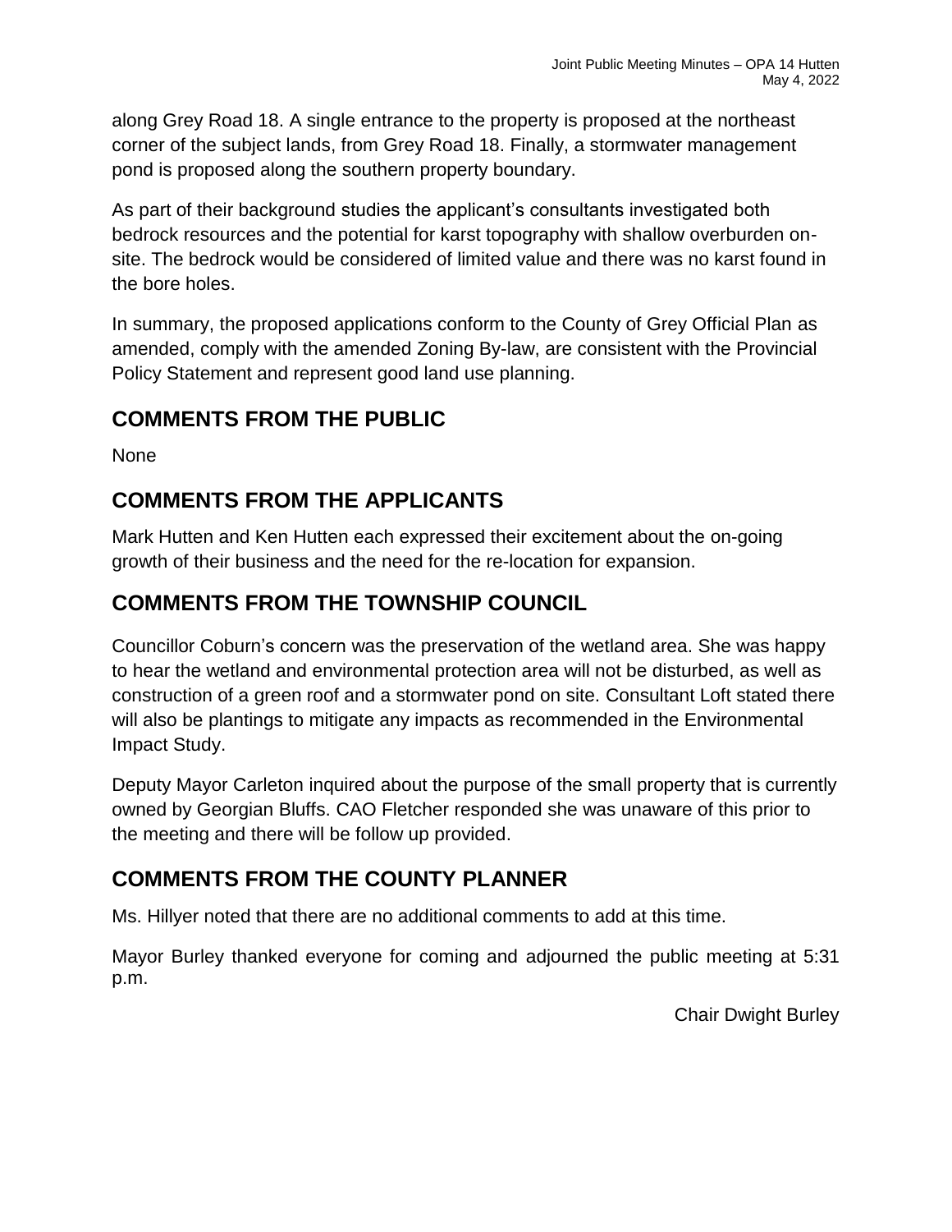along Grey Road 18. A single entrance to the property is proposed at the northeast corner of the subject lands, from Grey Road 18. Finally, a stormwater management pond is proposed along the southern property boundary.

As part of their background studies the applicant's consultants investigated both bedrock resources and the potential for karst topography with shallow overburden on-site. The bedrock would be considered of limited value and there was no karst found in the bore holes.

In summary, the proposed applications conform to the County of Grey Official Plan as amended, comply with the amended Zoning By-law, are consistent with the Provincial Policy Statement and represent good land use planning.

## COMMENTS FROM THE PUBLIC

None

## COMMENTS FROM THE APPLICANTS

Mark Hutten and Ken Hutten each expressed their excitement about the on-going growth of their business and the need for the re-location for expansion.

## COMMENTS FROM THE TOWNSHIP COUNCIL

Councillor Coburn's concern was the preservation of the wetland area. She was happy to hear the wetland and environmental protection area will not be disturbed, as well as construction of a green roof and a stormwater pond on site. Consultant Loft stated there will also be plantings to mitigate any impacts as recommended in the Environmental Impact Study.

Deputy Mayor Carleton inquired about the purpose of the small property that is currently owned by Georgian Bluffs. CAO Fletcher responded she was unaware of this prior to the meeting and there will be follow up provided.

## COMMENTS FROM THE COUNTY PLANNER

Ms. Hillyer noted that there are no additional comments to add at this time.

Mayor Burley thanked everyone for coming and adjourned the public meeting at 5:31 p.m.

Chair Dwight Burley